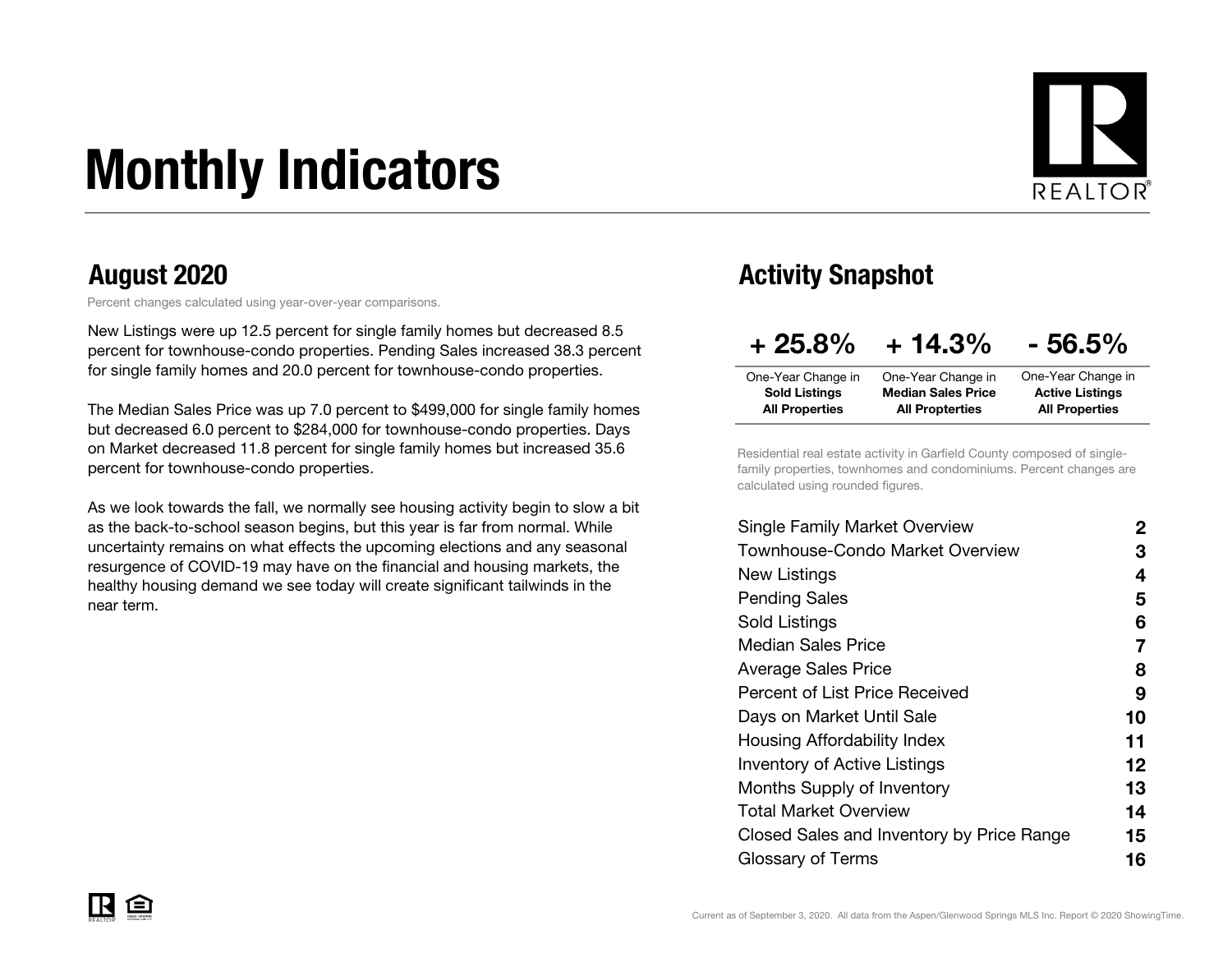# Monthly Indicators

## August 2020

Percent changes calculated using year-over-year comparisons.

New Listings were up 12.5 percent for single family homes but decreased 8.5 percent for townhouse-condo properties. Pending Sales increased 38.3 percent for single family homes and 20.0 percent for townhouse-condo properties.

The Median Sales Price was up 7.0 percent to $499,000 for single family homes but decreased 6.0 percent to $284,000 for townhouse-condo properties. Days on Market decreased 11.8 percent for single family homes but increased 35.6 percent for townhouse-condo properties.

As we look towards the fall, we normally see housing activity begin to slow a bit as the back-to-school season begins, but this year is far from normal. While uncertainty remains on what effects the upcoming elections and any seasonal resurgence of COVID-19 may have on the financial and housing markets, the healthy housing demand we see today will create significant tailwinds in the near term.

## Activity Snapshot

| + 25.8% | + 14.3% | - 56.5% |
|---|---|---|
| One-Year Change in **Sold Listings All Properties** | One-Year Change in **Median Sales Price All Properties** | One-Year Change in **Active Listings All Properties** |

Residential real estate activity in Garfield County composed of single-family properties, townhomes and condominiums. Percent changes are calculated using rounded figures.

| | |
|---|---|
| Single Family Market Overview | 2 |
| Townhouse-Condo Market Overview | 3 |
| New Listings | 4 |
| Pending Sales | 5 |
| Sold Listings | 6 |
| Median Sales Price | 7 |
| Average Sales Price | 8 |
| Percent of List Price Received | 9 |
| Days on Market Until Sale | 10 |
| Housing Affordability Index | 11 |
| Inventory of Active Listings | 12 |
| Months Supply of Inventory | 13 |
| Total Market Overview | 14 |
| Closed Sales and Inventory by Price Range | 15 |
| Glossary of Terms | 16 |

Current as of September 3, 2020. All data from the Aspen/Glenwood Springs MLS Inc. Report © 2020 ShowingTime.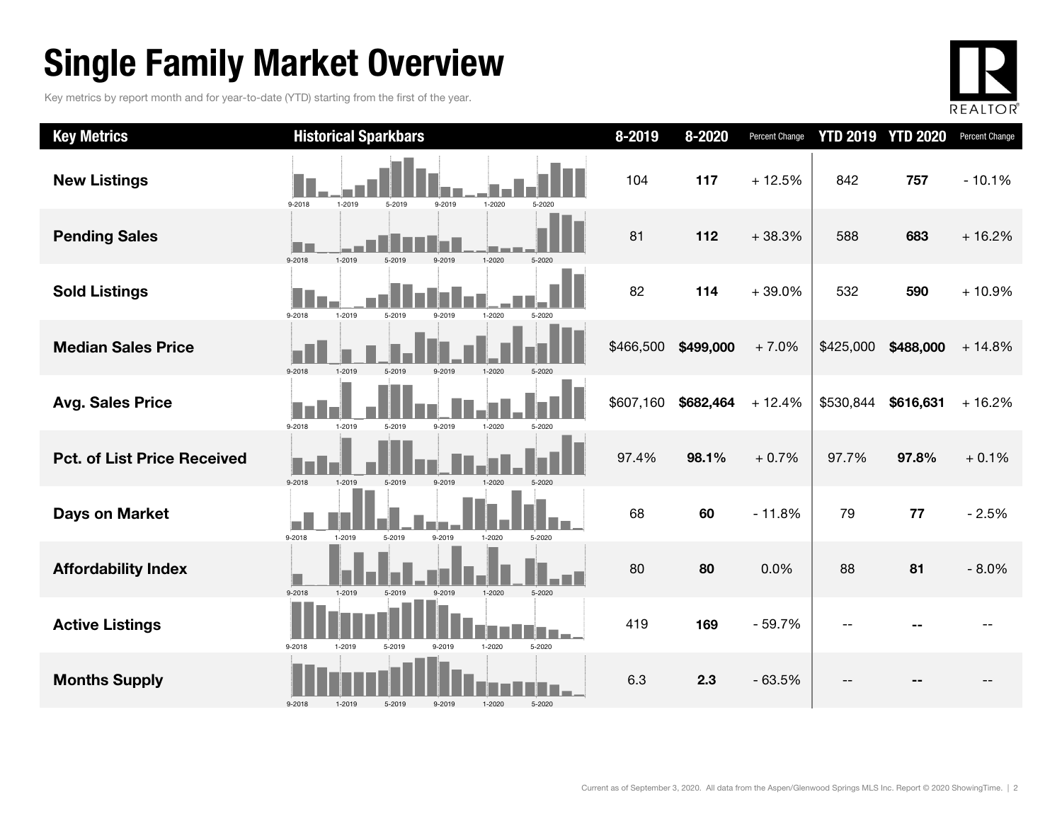# Single Family Market Overview

Key metrics by report month and for year-to-date (YTD) starting from the first of the year.

| Key Metrics | Historical Sparkbars | 8-2019 | 8-2020 | Percent Change | YTD 2019 | YTD 2020 | Percent Change |
|---|---|---|---|---|---|---|---|
| New Listings | 9-2018 1-2019 5-2019 9-2019 1-2020 5-2020 | 104 | **117** | + 12.5% | 842 | **757** | - 10.1% |
| Pending Sales | 9-2018 1-2019 5-2019 9-2019 1-2020 5-2020 | 81 | **112** | + 38.3% | 588 | **683** | + 16.2% |
| Sold Listings | 9-2018 1-2019 5-2019 9-2019 1-2020 5-2020 | 82 | **114** | + 39.0% | 532 | **590** | + 10.9% |
| Median Sales Price | 9-2018 1-2019 5-2019 9-2019 1-2020 5-2020 | $466,500 | **$499,000** | + 7.0% | $425,000 | **$488,000** | + 14.8% |
| Avg. Sales Price | 9-2018 1-2019 5-2019 9-2019 1-2020 5-2020 | $607,160 | **$682,464** | + 12.4% | $530,844 | **$616,631** | + 16.2% |
| Pct. of List Price Received | 9-2018 1-2019 5-2019 9-2019 1-2020 5-2020 | 97.4% | **98.1%** | + 0.7% | 97.7% | **97.8%** | + 0.1% |
| Days on Market | 9-2018 1-2019 5-2019 9-2019 1-2020 5-2020 | 68 | **60** | - 11.8% | 79 | **77** | - 2.5% |
| Affordability Index | 9-2018 1-2019 5-2019 9-2019 1-2020 5-2020 | 80 | **80** | 0.0% | 88 | **81** | - 8.0% |
| Active Listings | 9-2018 1-2019 5-2019 9-2019 1-2020 5-2020 | 419 | **169** | - 59.7% | -- | **--** | -- |
| Months Supply | 9-2018 1-2019 5-2019 9-2019 1-2020 5-2020 | 6.3 | **2.3** | - 63.5% | -- | **--** | -- |

Current as of September 3, 2020. All data from the Aspen/Glenwood Springs MLS Inc. Report © 2020 ShowingTime.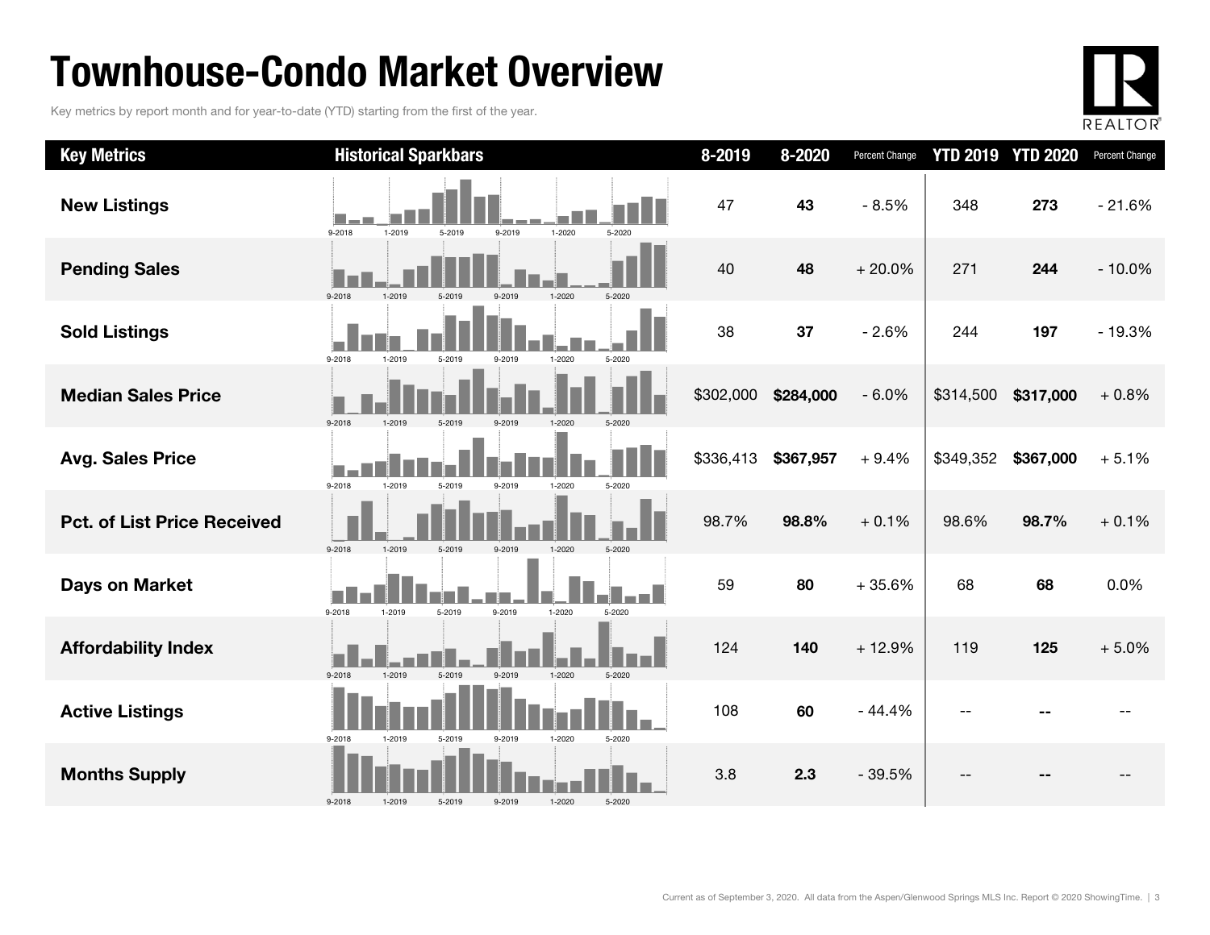# Townhouse-Condo Market Overview

Key metrics by report month and for year-to-date (YTD) starting from the first of the year.

| Key Metrics | Historical Sparkbars | 8-2019 | 8-2020 | Percent Change | YTD 2019 | YTD 2020 | Percent Change |
|---|---|---|---|---|---|---|---|
| New Listings | 9-2018 1-2019 5-2019 9-2019 1-2020 5-2020 | 47 | **43** | - 8.5% | 348 | **273** | - 21.6% |
| Pending Sales | 9-2018 1-2019 5-2019 9-2019 1-2020 5-2020 | 40 | **48** | + 20.0% | 271 | **244** | - 10.0% |
| Sold Listings | 9-2018 1-2019 5-2019 9-2019 1-2020 5-2020 | 38 | **37** | - 2.6% | 244 | **197** | - 19.3% |
| Median Sales Price | 9-2018 1-2019 5-2019 9-2019 1-2020 5-2020 | $302,000 | **$284,000** | - 6.0% | $314,500 | **$317,000** | + 0.8% |
| Avg. Sales Price | 9-2018 1-2019 5-2019 9-2019 1-2020 5-2020 | $336,413 | **$367,957** | + 9.4% | $349,352 | **$367,000** | + 5.1% |
| Pct. of List Price Received | 9-2018 1-2019 5-2019 9-2019 1-2020 5-2020 | 98.7% | **98.8%** | + 0.1% | 98.6% | **98.7%** | + 0.1% |
| Days on Market | 9-2018 1-2019 5-2019 9-2019 1-2020 5-2020 | 59 | **80** | + 35.6% | 68 | **68** | 0.0% |
| Affordability Index | 9-2018 1-2019 5-2019 9-2019 1-2020 5-2020 | 124 | **140** | + 12.9% | 119 | **125** | + 5.0% |
| Active Listings | 9-2018 1-2019 5-2019 9-2019 1-2020 5-2020 | 108 | **60** | - 44.4% | -- | **--** | -- |
| Months Supply | 9-2018 1-2019 5-2019 9-2019 1-2020 5-2020 | 3.8 | **2.3** | - 39.5% | -- | **--** | -- |

Current as of September 3, 2020. All data from the Aspen/Glenwood Springs MLS Inc. Report © 2020 ShowingTime.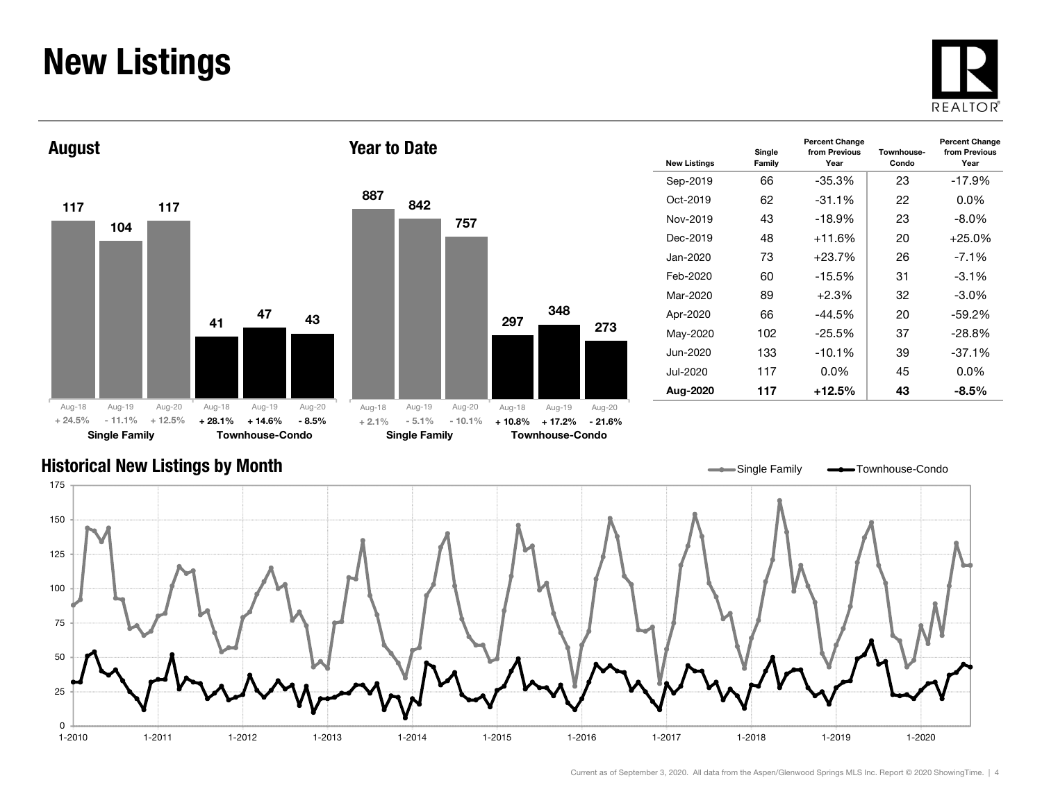# New Listings

## August

| | Aug-18 | Aug-19 | Aug-20 |
|---|---|---|---|
| Single Family | 117 | 104 | 117 |
| Percent Change | + 24.5% | - 11.1% | + 12.5% |
| Townhouse-Condo | 41 | 47 | 43 |
| Percent Change | + 28.1% | + 14.6% | - 8.5% |

## Year to Date

| | Aug-18 | Aug-19 | Aug-20 |
|---|---|---|---|
| Single Family | 887 | 842 | 757 |
| Percent Change | + 2.1% | - 5.1% | - 10.1% |
| Townhouse-Condo | 297 | 348 | 273 |
| Percent Change | + 10.8% | + 17.2% | - 21.6% |

| New Listings | Single Family | Percent Change from Previous Year | Townhouse-Condo | Percent Change from Previous Year |
|---|---|---|---|---|
| Sep-2019 | 66 | -35.3% | 23 | -17.9% |
| Oct-2019 | 62 | -31.1% | 22 | 0.0% |
| Nov-2019 | 43 | -18.9% | 23 | -8.0% |
| Dec-2019 | 48 | +11.6% | 20 | +25.0% |
| Jan-2020 | 73 | +23.7% | 26 | -7.1% |
| Feb-2020 | 60 | -15.5% | 31 | -3.1% |
| Mar-2020 | 89 | +2.3% | 32 | -3.0% |
| Apr-2020 | 66 | -44.5% | 20 | -59.2% |
| May-2020 | 102 | -25.5% | 37 | -28.8% |
| Jun-2020 | 133 | -10.1% | 39 | -37.1% |
| Jul-2020 | 117 | 0.0% | 45 | 0.0% |
| **Aug-2020** | **117** | **+12.5%** | **43** | **-8.5%** |

## Historical New Listings by Month

Single Family — Townhouse-Condo

Current as of September 3, 2020. All data from the Aspen/Glenwood Springs MLS Inc. Report © 2020 ShowingTime.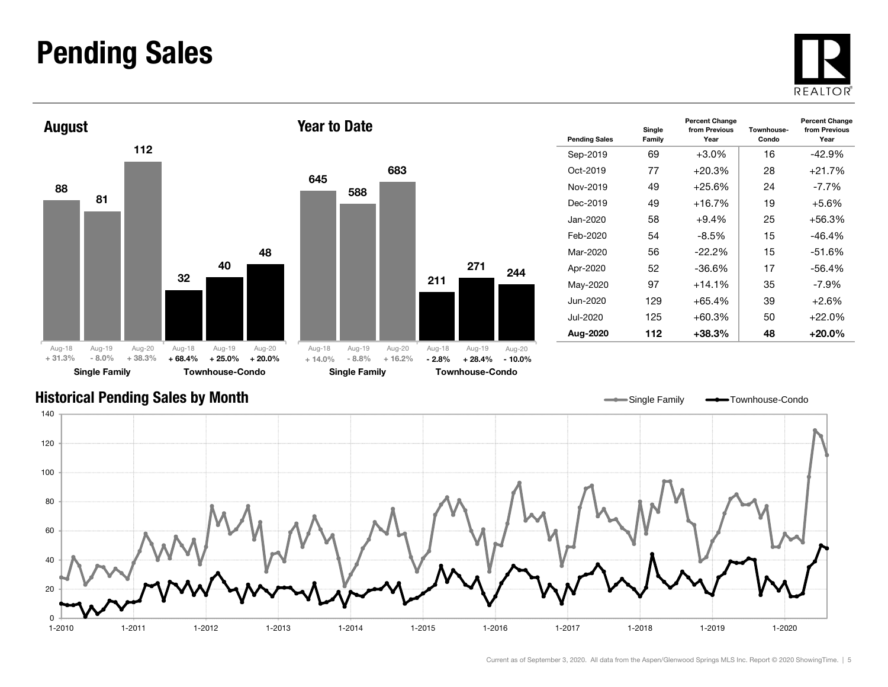# Pending Sales

## August

| | Aug-18 | Aug-19 | Aug-20 |
|---|---|---|---|
| Single Family | 88 | 81 | 112 |
| Percent Change | + 31.3% | - 8.0% | + 38.3% |
| Townhouse-Condo | 32 | 40 | 48 |
| Percent Change | + 68.4% | + 25.0% | + 20.0% |

## Year to Date

| | Aug-18 | Aug-19 | Aug-20 |
|---|---|---|---|
| Single Family | 645 | 588 | 683 |
| Percent Change | + 14.0% | - 8.8% | + 16.2% |
| Townhouse-Condo | 211 | 271 | 244 |
| Percent Change | - 2.8% | + 28.4% | - 10.0% |

| Pending Sales | Single Family | Percent Change from Previous Year | Townhouse-Condo | Percent Change from Previous Year |
|---|---|---|---|---|
| Sep-2019 | 69 | +3.0% | 16 | -42.9% |
| Oct-2019 | 77 | +20.3% | 28 | +21.7% |
| Nov-2019 | 49 | +25.6% | 24 | -7.7% |
| Dec-2019 | 49 | +16.7% | 19 | +5.6% |
| Jan-2020 | 58 | +9.4% | 25 | +56.3% |
| Feb-2020 | 54 | -8.5% | 15 | -46.4% |
| Mar-2020 | 56 | -22.2% | 15 | -51.6% |
| Apr-2020 | 52 | -36.6% | 17 | -56.4% |
| May-2020 | 97 | +14.1% | 35 | -7.9% |
| Jun-2020 | 129 | +65.4% | 39 | +2.6% |
| Jul-2020 | 125 | +60.3% | 50 | +22.0% |
| **Aug-2020** | **112** | **+38.3%** | **48** | **+20.0%** |

## Historical Pending Sales by Month

Single Family — Townhouse-Condo

Current as of September 3, 2020. All data from the Aspen/Glenwood Springs MLS Inc. Report © 2020 ShowingTime.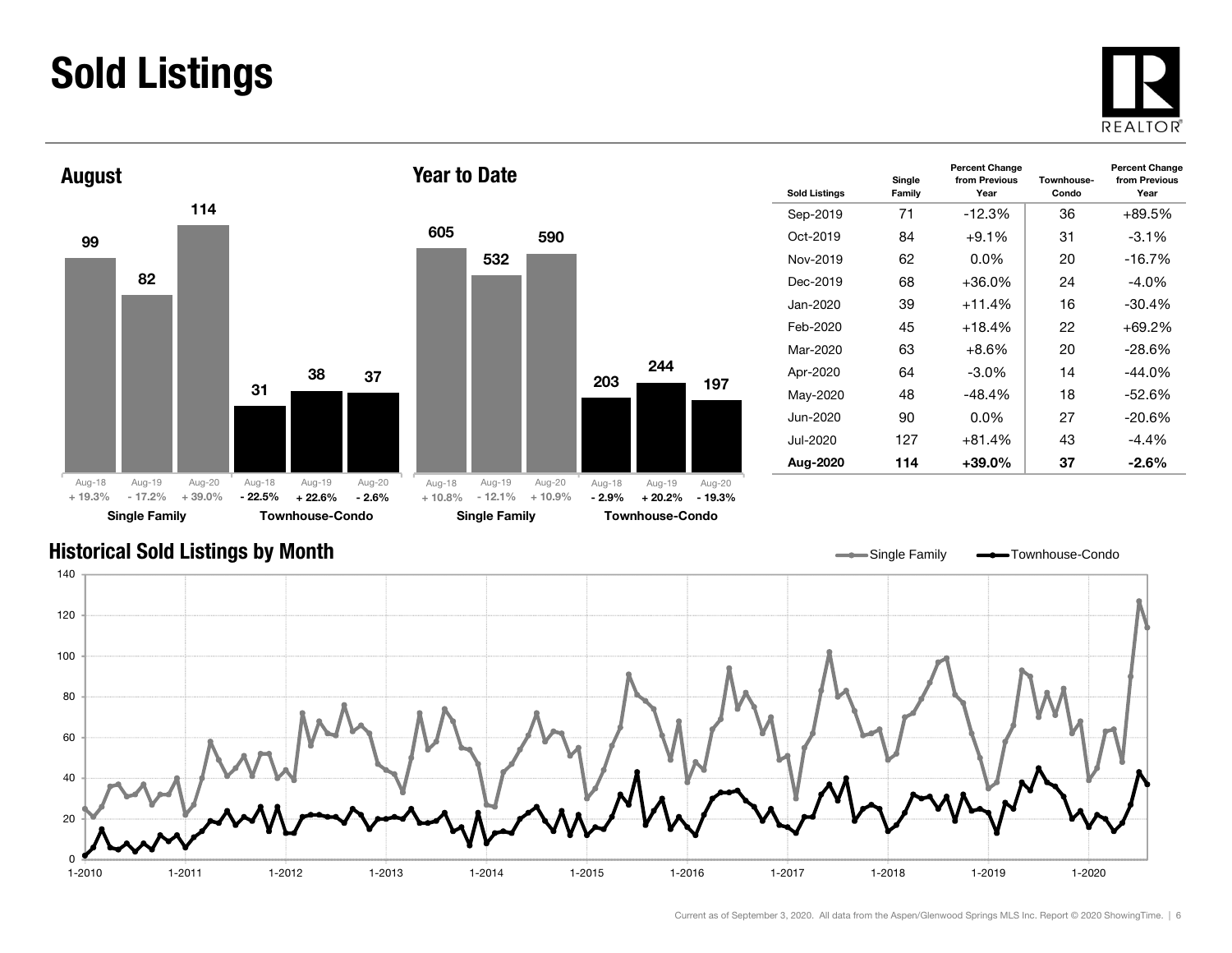# Sold Listings

## August

| | Aug-18 | Aug-19 | Aug-20 |
|---|---|---|---|
| Single Family | 99 | 82 | 114 |
| Percent Change | + 19.3% | - 17.2% | + 39.0% |
| Townhouse-Condo | 31 | 38 | 37 |
| Percent Change | - 22.5% | + 22.6% | - 2.6% |

## Year to Date

| | Aug-18 | Aug-19 | Aug-20 |
|---|---|---|---|
| Single Family | 605 | 532 | 590 |
| Percent Change | + 10.8% | - 12.1% | + 10.9% |
| Townhouse-Condo | 203 | 244 | 197 |
| Percent Change | - 2.9% | + 20.2% | - 19.3% |

| Sold Listings | Single Family | Percent Change from Previous Year | Townhouse-Condo | Percent Change from Previous Year |
|---|---|---|---|---|
| Sep-2019 | 71 | -12.3% | 36 | +89.5% |
| Oct-2019 | 84 | +9.1% | 31 | -3.1% |
| Nov-2019 | 62 | 0.0% | 20 | -16.7% |
| Dec-2019 | 68 | +36.0% | 24 | -4.0% |
| Jan-2020 | 39 | +11.4% | 16 | -30.4% |
| Feb-2020 | 45 | +18.4% | 22 | +69.2% |
| Mar-2020 | 63 | +8.6% | 20 | -28.6% |
| Apr-2020 | 64 | -3.0% | 14 | -44.0% |
| May-2020 | 48 | -48.4% | 18 | -52.6% |
| Jun-2020 | 90 | 0.0% | 27 | -20.6% |
| Jul-2020 | 127 | +81.4% | 43 | -4.4% |
| **Aug-2020** | **114** | **+39.0%** | **37** | **-2.6%** |

## Historical Sold Listings by Month

Current as of September 3, 2020. All data from the Aspen/Glenwood Springs MLS Inc. Report © 2020 ShowingTime.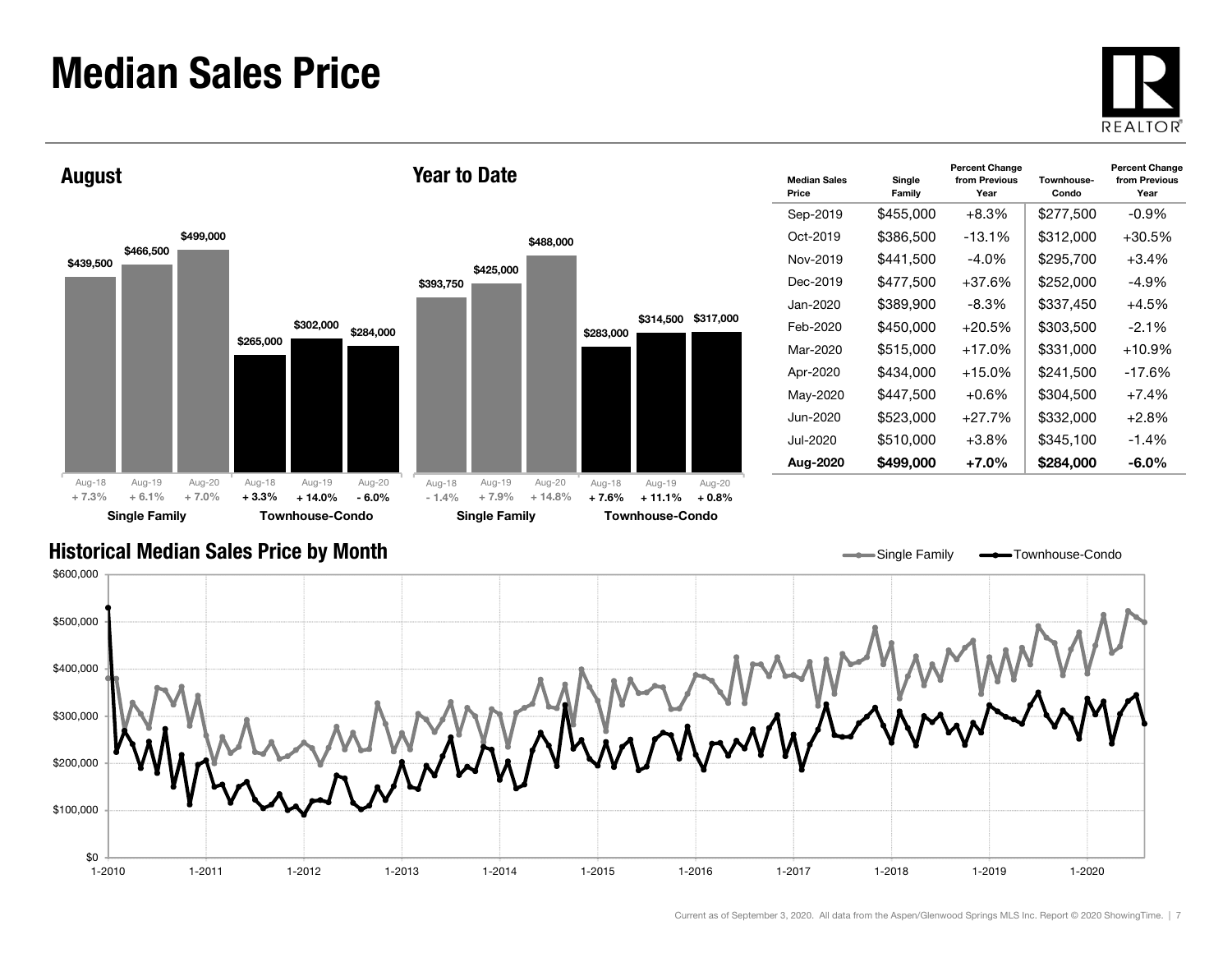# Median Sales Price

## August

| | Aug-18 | Aug-19 | Aug-20 |
|---|---|---|---|
| Single Family | $439,500 | $466,500 | $499,000 |
| | + 7.3% | + 6.1% | + 7.0% |
| Townhouse-Condo | $265,000 | $302,000 | $284,000 |
| | + 3.3% | + 14.0% | - 6.0% |

## Year to Date

| | Aug-18 | Aug-19 | Aug-20 |
|---|---|---|---|
| Single Family | $393,750 | $425,000 | $488,000 |
| | - 1.4% | + 7.9% | + 14.8% |
| Townhouse-Condo | $283,000 | $314,500 | $317,000 |
| | + 7.6% | + 11.1% | + 0.8% |

| Median Sales Price | Single Family | Percent Change from Previous Year | Townhouse-Condo | Percent Change from Previous Year |
|---|---|---|---|---|
| Sep-2019 | $455,000 | +8.3% | $277,500 | -0.9% |
| Oct-2019 | $386,500 | -13.1% | $312,000 | +30.5% |
| Nov-2019 | $441,500 | -4.0% | $295,700 | +3.4% |
| Dec-2019 | $477,500 | +37.6% | $252,000 | -4.9% |
| Jan-2020 | $389,900 | -8.3% | $337,450 | +4.5% |
| Feb-2020 | $450,000 | +20.5% | $303,500 | -2.1% |
| Mar-2020 | $515,000 | +17.0% | $331,000 | +10.9% |
| Apr-2020 | $434,000 | +15.0% | $241,500 | -17.6% |
| May-2020 | $447,500 | +0.6% | $304,500 | +7.4% |
| Jun-2020 | $523,000 | +27.7% | $332,000 | +2.8% |
| Jul-2020 | $510,000 | +3.8% | $345,100 | -1.4% |
| **Aug-2020** | **$499,000** | **+7.0%** | **$284,000** | **-6.0%** |

## Historical Median Sales Price by Month

Single Family — Townhouse-Condo

Current as of September 3, 2020. All data from the Aspen/Glenwood Springs MLS Inc. Report © 2020 ShowingTime.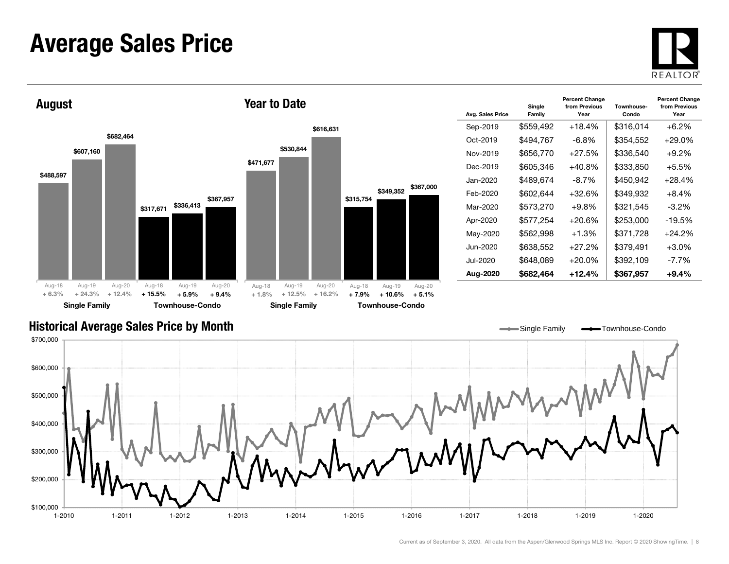# Average Sales Price

## August

| | Aug-18 | Aug-19 | Aug-20 |
|---|---|---|---|
| Single Family | $488,597 | $607,160 | $682,464 |
| | + 6.3% | + 24.3% | + 12.4% |
| Townhouse-Condo | $317,671 | $336,413 | $367,957 |
| | + 15.5% | + 5.9% | + 9.4% |

## Year to Date

| | Aug-18 | Aug-19 | Aug-20 |
|---|---|---|---|
| Single Family | $471,677 | $530,844 | $616,631 |
| | + 1.8% | + 12.5% | + 16.2% |
| Townhouse-Condo | $315,754 | $349,352 | $367,000 |
| | + 7.9% | + 10.6% | + 5.1% |

| Avg. Sales Price | Single Family | Percent Change from Previous Year | Townhouse-Condo | Percent Change from Previous Year |
|---|---|---|---|---|
| Sep-2019 | $559,492 | +18.4% | $316,014 | +6.2% |
| Oct-2019 | $494,767 | -6.8% | $354,552 | +29.0% |
| Nov-2019 | $656,770 | +27.5% | $336,540 | +9.2% |
| Dec-2019 | $605,346 | +40.8% | $333,850 | +5.5% |
| Jan-2020 | $489,674 | -8.7% | $450,942 | +28.4% |
| Feb-2020 | $602,644 | +32.6% | $349,932 | +8.4% |
| Mar-2020 | $573,270 | +9.8% | $321,545 | -3.2% |
| Apr-2020 | $577,254 | +20.6% | $253,000 | -19.5% |
| May-2020 | $562,998 | +1.3% | $371,728 | +24.2% |
| Jun-2020 | $638,552 | +27.2% | $379,491 | +3.0% |
| Jul-2020 | $648,089 | +20.0% | $392,109 | -7.7% |
| **Aug-2020** | **$682,464** | **+12.4%** | **$367,957** | **+9.4%** |

## Historical Average Sales Price by Month

Single Family | Townhouse-Condo

Current as of September 3, 2020. All data from the Aspen/Glenwood Springs MLS Inc. Report © 2020 ShowingTime.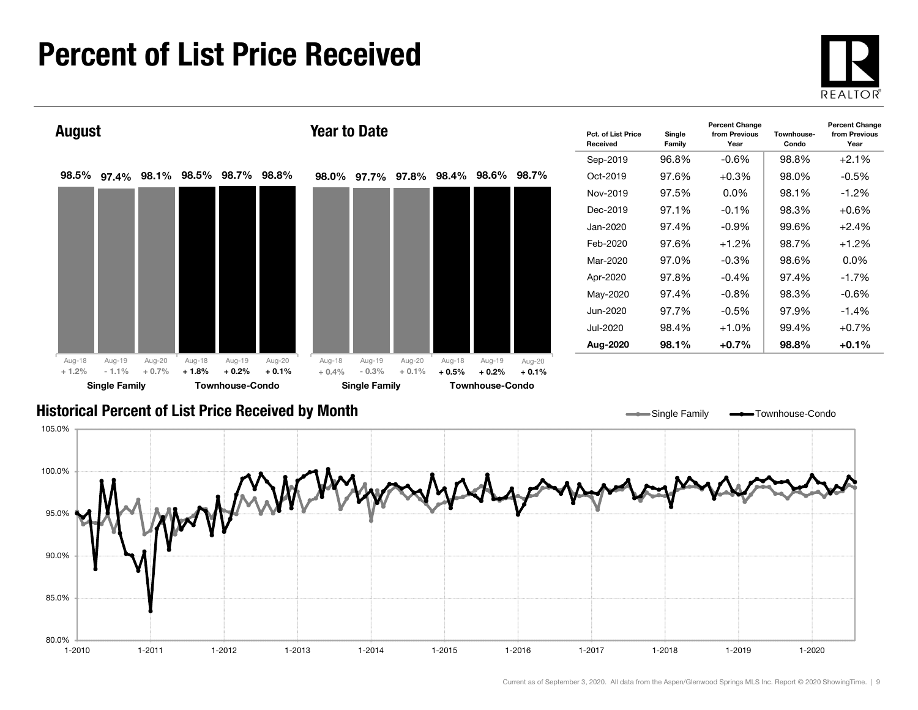# Percent of List Price Received

## August

| | Aug-18 | Aug-19 | Aug-20 |
|---|---|---|---|
| Single Family | 98.5% (+ 1.2%) | 97.4% (- 1.1%) | 98.1% (+ 0.7%) |
| Townhouse-Condo | 98.5% (+ 1.8%) | 98.7% (+ 0.2%) | 98.8% (+ 0.1%) |

## Year to Date

| | Aug-18 | Aug-19 | Aug-20 |
|---|---|---|---|
| Single Family | 98.0% (+ 0.4%) | 97.7% (- 0.3%) | 97.8% (+ 0.1%) |
| Townhouse-Condo | 98.4% (+ 0.5%) | 98.6% (+ 0.2%) | 98.7% (+ 0.1%) |

| Pct. of List Price Received | Single Family | Percent Change from Previous Year | Townhouse-Condo | Percent Change from Previous Year |
|---|---|---|---|---|
| Sep-2019 | 96.8% | -0.6% | 98.8% | +2.1% |
| Oct-2019 | 97.6% | +0.3% | 98.0% | -0.5% |
| Nov-2019 | 97.5% | 0.0% | 98.1% | -1.2% |
| Dec-2019 | 97.1% | -0.1% | 98.3% | +0.6% |
| Jan-2020 | 97.4% | -0.9% | 99.6% | +2.4% |
| Feb-2020 | 97.6% | +1.2% | 98.7% | +1.2% |
| Mar-2020 | 97.0% | -0.3% | 98.6% | 0.0% |
| Apr-2020 | 97.8% | -0.4% | 97.4% | -1.7% |
| May-2020 | 97.4% | -0.8% | 98.3% | -0.6% |
| Jun-2020 | 97.7% | -0.5% | 97.9% | -1.4% |
| Jul-2020 | 98.4% | +1.0% | 99.4% | +0.7% |
| **Aug-2020** | **98.1%** | **+0.7%** | **98.8%** | **+0.1%** |

## Historical Percent of List Price Received by Month

Current as of September 3, 2020. All data from the Aspen/Glenwood Springs MLS Inc. Report © 2020 ShowingTime.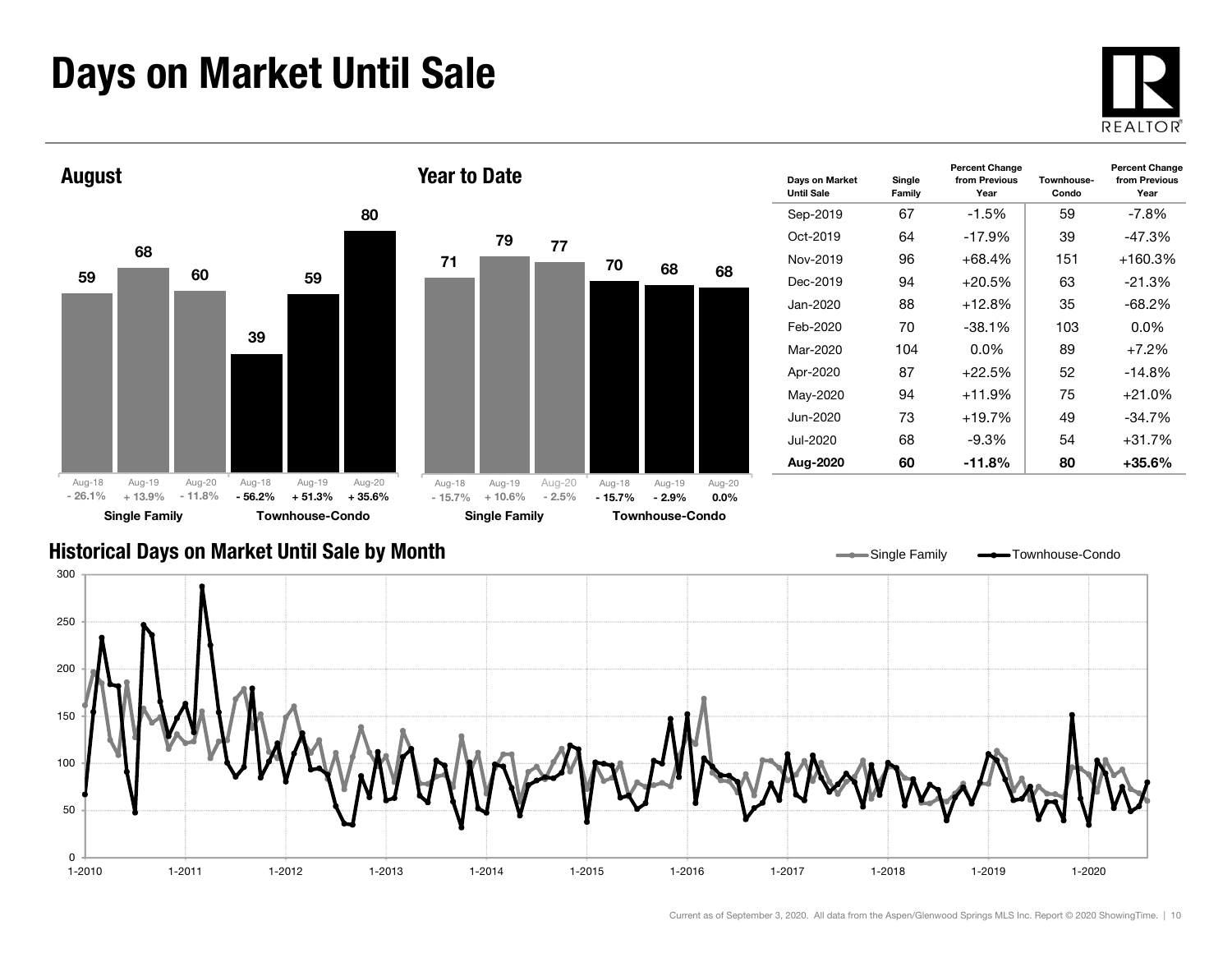# Days on Market Until Sale

## August

| | Aug-18 | Aug-19 | Aug-20 |
|---|---|---|---|
| Single Family | 59 | 68 | 60 |
| Percent Change | - 26.1% | + 13.9% | - 11.8% |
| Townhouse-Condo | 39 | 59 | 80 |
| Percent Change | - 56.2% | + 51.3% | + 35.6% |

## Year to Date

| | Aug-18 | Aug-19 | Aug-20 |
|---|---|---|---|
| Single Family | 71 | 79 | 77 |
| Percent Change | - 15.7% | + 10.6% | - 2.5% |
| Townhouse-Condo | 70 | 68 | 68 |
| Percent Change | - 15.7% | - 2.9% | 0.0% |

| Days on Market Until Sale | Single Family | Percent Change from Previous Year | Townhouse-Condo | Percent Change from Previous Year |
|---|---|---|---|---|
| Sep-2019 | 67 | -1.5% | 59 | -7.8% |
| Oct-2019 | 64 | -17.9% | 39 | -47.3% |
| Nov-2019 | 96 | +68.4% | 151 | +160.3% |
| Dec-2019 | 94 | +20.5% | 63 | -21.3% |
| Jan-2020 | 88 | +12.8% | 35 | -68.2% |
| Feb-2020 | 70 | -38.1% | 103 | 0.0% |
| Mar-2020 | 104 | 0.0% | 89 | +7.2% |
| Apr-2020 | 87 | +22.5% | 52 | -14.8% |
| May-2020 | 94 | +11.9% | 75 | +21.0% |
| Jun-2020 | 73 | +19.7% | 49 | -34.7% |
| Jul-2020 | 68 | -9.3% | 54 | +31.7% |
| **Aug-2020** | **60** | **-11.8%** | **80** | **+35.6%** |

## Historical Days on Market Until Sale by Month

Current as of September 3, 2020. All data from the Aspen/Glenwood Springs MLS Inc. Report © 2020 ShowingTime.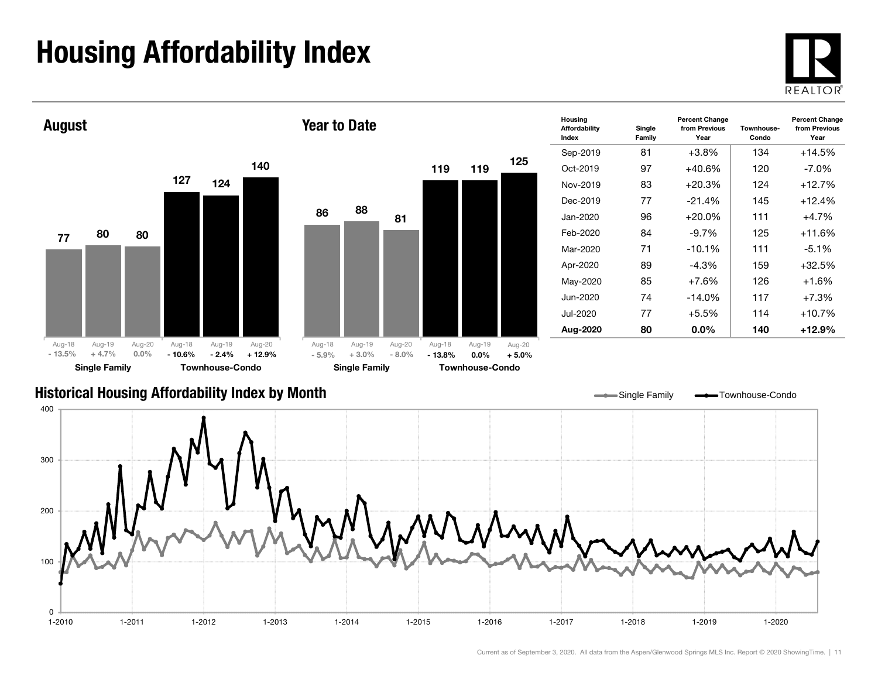# Housing Affordability Index

## August

| | Aug-18 | Aug-19 | Aug-20 |
|---|---|---|---|
| Single Family | 77 | 80 | 80 |
| Percent Change | - 13.5% | + 4.7% | 0.0% |
| Townhouse-Condo | 127 | 124 | 140 |
| Percent Change | - 10.6% | - 2.4% | + 12.9% |

## Year to Date

| | Aug-18 | Aug-19 | Aug-20 |
|---|---|---|---|
| Single Family | 86 | 88 | 81 |
| Percent Change | - 5.9% | + 3.0% | - 8.0% |
| Townhouse-Condo | 119 | 119 | 125 |
| Percent Change | - 13.8% | 0.0% | + 5.0% |

| Housing Affordability Index | Single Family | Percent Change from Previous Year | Townhouse-Condo | Percent Change from Previous Year |
|---|---|---|---|---|
| Sep-2019 | 81 | +3.8% | 134 | +14.5% |
| Oct-2019 | 97 | +40.6% | 120 | -7.0% |
| Nov-2019 | 83 | +20.3% | 124 | +12.7% |
| Dec-2019 | 77 | -21.4% | 145 | +12.4% |
| Jan-2020 | 96 | +20.0% | 111 | +4.7% |
| Feb-2020 | 84 | -9.7% | 125 | +11.6% |
| Mar-2020 | 71 | -10.1% | 111 | -5.1% |
| Apr-2020 | 89 | -4.3% | 159 | +32.5% |
| May-2020 | 85 | +7.6% | 126 | +1.6% |
| Jun-2020 | 74 | -14.0% | 117 | +7.3% |
| Jul-2020 | 77 | +5.5% | 114 | +10.7% |
| **Aug-2020** | **80** | **0.0%** | **140** | **+12.9%** |

## Historical Housing Affordability Index by Month

Current as of September 3, 2020. All data from the Aspen/Glenwood Springs MLS Inc. Report © 2020 ShowingTime.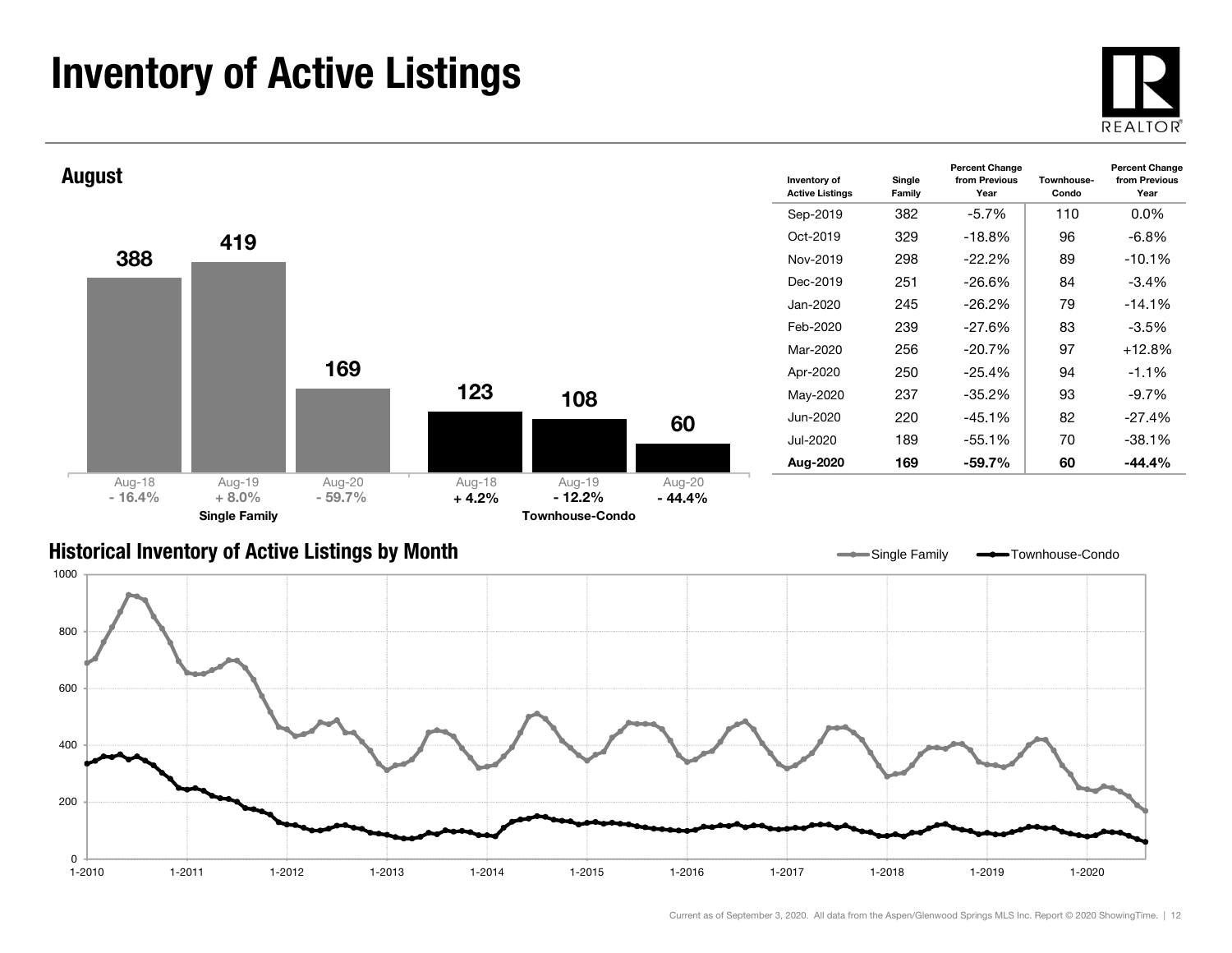# Inventory of Active Listings

## August

| | Aug-18 | Aug-19 | Aug-20 |
|---|---|---|---|
| Single Family | 388 | 419 | 169 |
| Percent Change | - 16.4% | + 8.0% | - 59.7% |
| Townhouse-Condo | 123 | 108 | 60 |
| Percent Change | + 4.2% | - 12.2% | - 44.4% |

| Inventory of Active Listings | Single Family | Percent Change from Previous Year | Townhouse-Condo | Percent Change from Previous Year |
|---|---|---|---|---|
| Sep-2019 | 382 | -5.7% | 110 | 0.0% |
| Oct-2019 | 329 | -18.8% | 96 | -6.8% |
| Nov-2019 | 298 | -22.2% | 89 | -10.1% |
| Dec-2019 | 251 | -26.6% | 84 | -3.4% |
| Jan-2020 | 245 | -26.2% | 79 | -14.1% |
| Feb-2020 | 239 | -27.6% | 83 | -3.5% |
| Mar-2020 | 256 | -20.7% | 97 | +12.8% |
| Apr-2020 | 250 | -25.4% | 94 | -1.1% |
| May-2020 | 237 | -35.2% | 93 | -9.7% |
| Jun-2020 | 220 | -45.1% | 82 | -27.4% |
| Jul-2020 | 189 | -55.1% | 70 | -38.1% |
| **Aug-2020** | **169** | **-59.7%** | **60** | **-44.4%** |

## Historical Inventory of Active Listings by Month

Current as of September 3, 2020. All data from the Aspen/Glenwood Springs MLS Inc. Report © 2020 ShowingTime.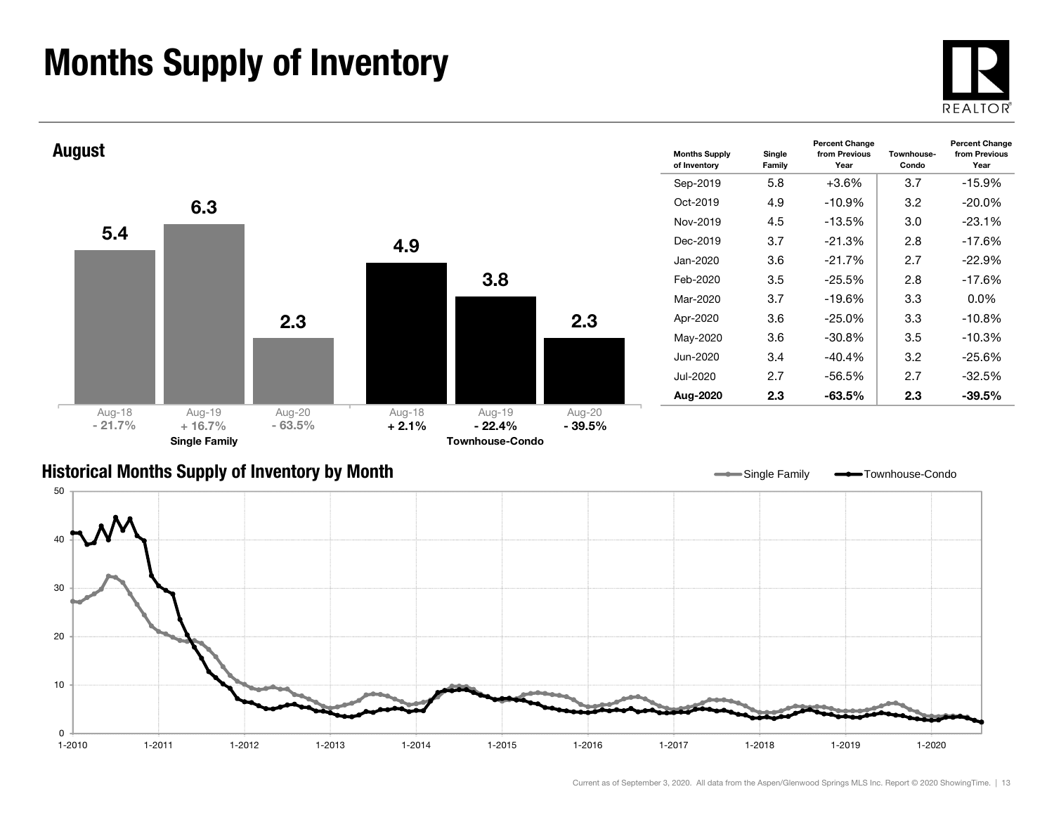# Months Supply of Inventory

## August

| | Aug-18 | Aug-19 | Aug-20 |
|---|---|---|---|
| Single Family | 5.4 | 6.3 | 2.3 |
| Percent Change | - 21.7% | + 16.7% | - 63.5% |
| Townhouse-Condo | 4.9 | 3.8 | 2.3 |
| Percent Change | + 2.1% | - 22.4% | - 39.5% |

| Months Supply of Inventory | Single Family | Percent Change from Previous Year | Townhouse-Condo | Percent Change from Previous Year |
|---|---|---|---|---|
| Sep-2019 | 5.8 | +3.6% | 3.7 | -15.9% |
| Oct-2019 | 4.9 | -10.9% | 3.2 | -20.0% |
| Nov-2019 | 4.5 | -13.5% | 3.0 | -23.1% |
| Dec-2019 | 3.7 | -21.3% | 2.8 | -17.6% |
| Jan-2020 | 3.6 | -21.7% | 2.7 | -22.9% |
| Feb-2020 | 3.5 | -25.5% | 2.8 | -17.6% |
| Mar-2020 | 3.7 | -19.6% | 3.3 | 0.0% |
| Apr-2020 | 3.6 | -25.0% | 3.3 | -10.8% |
| May-2020 | 3.6 | -30.8% | 3.5 | -10.3% |
| Jun-2020 | 3.4 | -40.4% | 3.2 | -25.6% |
| Jul-2020 | 2.7 | -56.5% | 2.7 | -32.5% |
| **Aug-2020** | **2.3** | **-63.5%** | **2.3** | **-39.5%** |

## Historical Months Supply of Inventory by Month

Current as of September 3, 2020. All data from the Aspen/Glenwood Springs MLS Inc. Report © 2020 ShowingTime.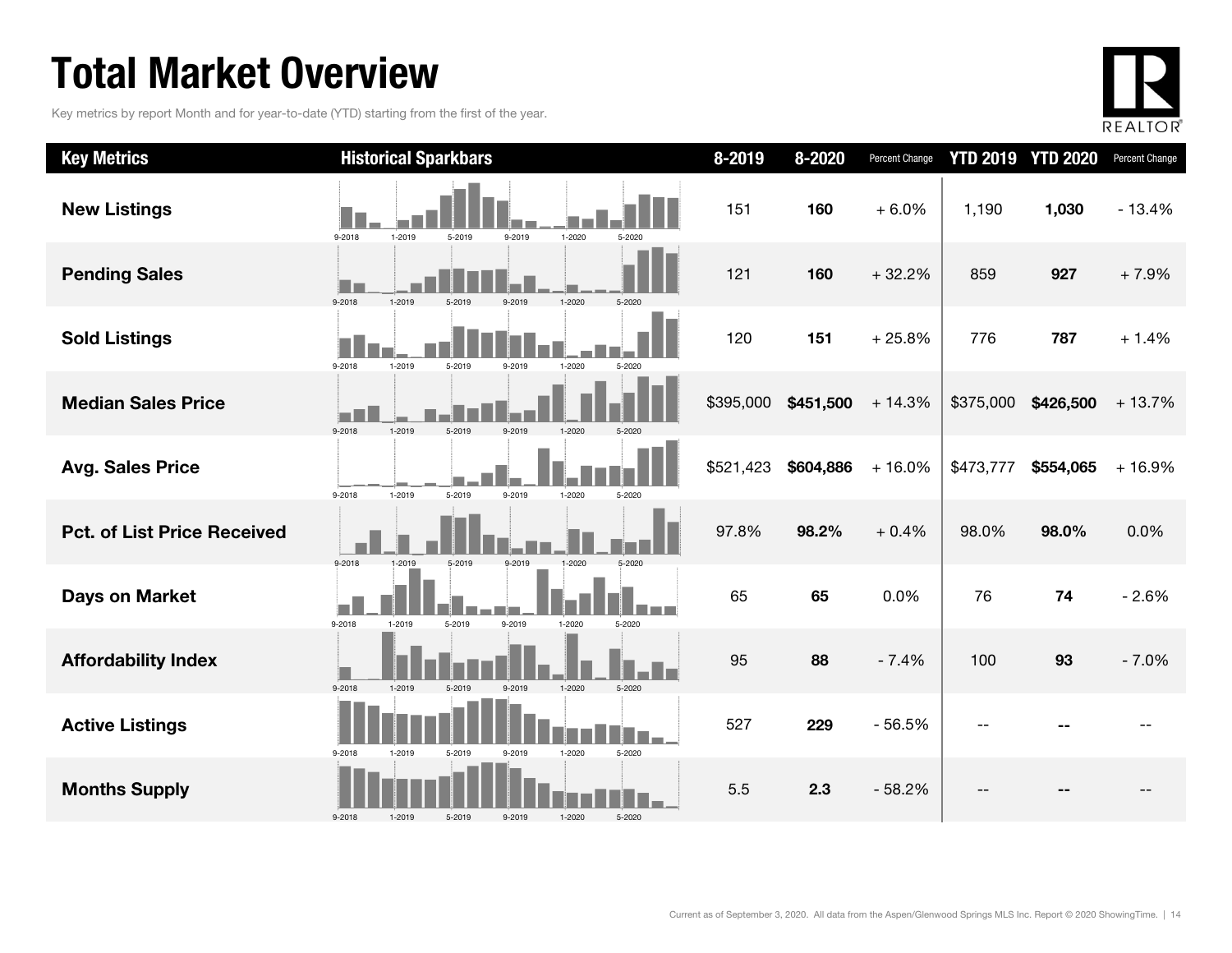# Total Market Overview

Key metrics by report Month and for year-to-date (YTD) starting from the first of the year.

| Key Metrics | Historical Sparkbars | 8-2019 | 8-2020 | Percent Change | YTD 2019 | YTD 2020 | Percent Change |
|---|---|---|---|---|---|---|---|
| New Listings | | 151 | **160** | + 6.0% | 1,190 | **1,030** | - 13.4% |
| Pending Sales | | 121 | **160** | + 32.2% | 859 | **927** | + 7.9% |
| Sold Listings | | 120 | **151** | + 25.8% | 776 | **787** | + 1.4% |
| Median Sales Price | | $395,000 | **$451,500** | + 14.3% | $375,000 | **$426,500** | + 13.7% |
| Avg. Sales Price | | $521,423 | **$604,886** | + 16.0% | $473,777 | **$554,065** | + 16.9% |
| Pct. of List Price Received | | 97.8% | **98.2%** | + 0.4% | 98.0% | **98.0%** | 0.0% |
| Days on Market | | 65 | **65** | 0.0% | 76 | **74** | - 2.6% |
| Affordability Index | | 95 | **88** | - 7.4% | 100 | **93** | - 7.0% |
| Active Listings | | 527 | **229** | - 56.5% | -- | **--** | -- |
| Months Supply | | 5.5 | **2.3** | - 58.2% | -- | **--** | -- |

Current as of September 3, 2020. All data from the Aspen/Glenwood Springs MLS Inc. Report © 2020 ShowingTime.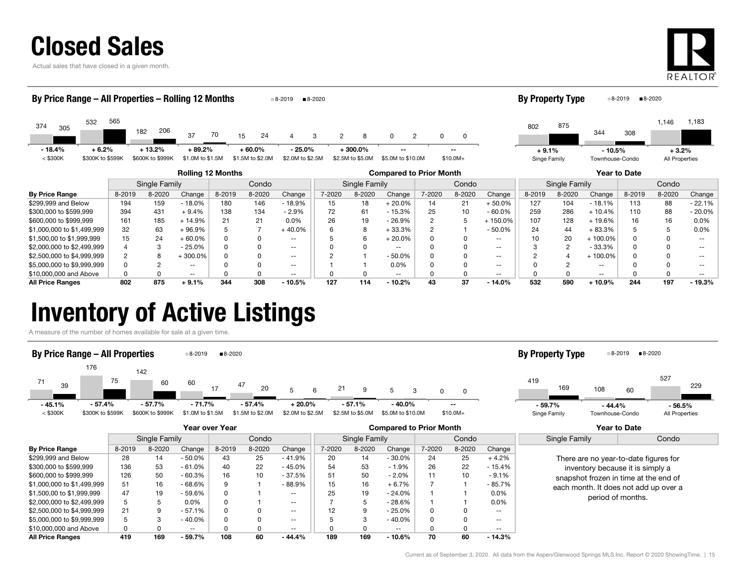# Closed Sales

Actual sales that have closed in a given month.

### By Price Range – All Properties – Rolling 12 Months

8-2019 ■8-2020

| | < $300K | $300K to $599K | $600K to $999K | $1.0M to $1.5M | $1.5M to $2.0M | $2.0M to $2.5M | $2.5M to $5.0M | $5.0M to $10.0M | $10.0M+ |
|---|---|---|---|---|---|---|---|---|---|
| 8-2019 | 374 | 532 | 182 | 37 | 15 | 4 | 2 | 0 | 0 |
| 8-2020 | 305 | 565 | 206 | 70 | 24 | 3 | 8 | 2 | 0 |
| Change | - 18.4% | + 6.2% | + 13.2% | + 89.2% | + 60.0% | - 25.0% | + 300.0% | -- | -- |

### By Property Type

8-2019 ■8-2020

| | Singe Family | Townhouse-Condo | All Properties |
|---|---|---|---|
| 8-2019 | 802 | 344 | 1,146 |
| 8-2020 | 875 | 308 | 1,183 |
| Change | + 9.1% | - 10.5% | + 3.2% |

| | Rolling 12 Months | | | | | | Compared to Prior Month | | | | | | Year to Date | | | | | |
|---|---|---|---|---|---|---|---|---|---|---|---|---|---|---|---|---|---|---|
| | Single Family | | | Condo | | | Single Family | | | Condo | | | Single Family | | | Condo | | |
| **By Price Range** | 8-2019 | 8-2020 | Change | 8-2019 | 8-2020 | Change | 7-2020 | 8-2020 | Change | 7-2020 | 8-2020 | Change | 8-2019 | 8-2020 | Change | 8-2019 | 8-2020 | Change |
| $299,999 and Below | 194 | 159 | - 18.0% | 180 | 146 | - 18.9% | 15 | 18 | + 20.0% | 14 | 21 | + 50.0% | 127 | 104 | - 18.1% | 113 | 88 | - 22.1% |
| $300,000 to $599,999 | 394 | 431 | + 9.4% | 138 | 134 | - 2.9% | 72 | 61 | - 15.3% | 25 | 10 | - 60.0% | 259 | 286 | + 10.4% | 110 | 88 | - 20.0% |
| $600,000 to $999,999 | 161 | 185 | + 14.9% | 21 | 21 | 0.0% | 26 | 19 | - 26.9% | 2 | 5 | + 150.0% | 107 | 128 | + 19.6% | 16 | 16 | 0.0% |
| $1,000,000 to $1,499,999 | 32 | 63 | + 96.9% | 5 | 7 | + 40.0% | 6 | 8 | + 33.3% | 2 | 1 | - 50.0% | 24 | 44 | + 83.3% | 5 | 5 | 0.0% |
| $1,500,00 to $1,999,999 | 15 | 24 | + 60.0% | 0 | 0 | -- | 5 | 6 | + 20.0% | 0 | 0 | -- | 10 | 20 | + 100.0% | 0 | 0 | -- |
| $2,000,000 to $2,499,999 | 4 | 3 | - 25.0% | 0 | 0 | -- | 0 | 0 | -- | 0 | 0 | -- | 3 | 2 | - 33.3% | 0 | 0 | -- |
| $2,500,000 to $4,999,999 | 2 | 8 | + 300.0% | 0 | 0 | -- | 2 | 1 | - 50.0% | 0 | 0 | -- | 2 | 4 | + 100.0% | 0 | 0 | -- |
| $5,000,000 to $9,999,999 | 0 | 2 | -- | 0 | 0 | -- | 1 | 1 | 0.0% | 0 | 0 | -- | 0 | 2 | -- | 0 | 0 | -- |
| $10,000,000 and Above | 0 | 0 | -- | 0 | 0 | -- | 0 | 0 | -- | 0 | 0 | -- | 0 | 0 | -- | 0 | 0 | -- |
| **All Price Ranges** | **802** | **875** | **+ 9.1%** | **344** | **308** | **- 10.5%** | **127** | **114** | **- 10.2%** | **43** | **37** | **- 14.0%** | **532** | **590** | **+ 10.9%** | **244** | **197** | **- 19.3%** |

# Inventory of Active Listings

A measure of the number of homes available for sale at a given time.

### By Price Range – All Properties

8-2019 ■8-2020

| | < $300K | $300K to $599K | $600K to $999K | $1.0M to $1.5M | $1.5M to $2.0M | $2.0M to $2.5M | $2.5M to $5.0M | $5.0M to $10.0M | $10.0M+ |
|---|---|---|---|---|---|---|---|---|---|
| 8-2019 | 71 | 176 | 142 | 60 | 47 | 5 | 21 | 5 | 0 |
| 8-2020 | 39 | 75 | 60 | 17 | 20 | 6 | 9 | 3 | 0 |
| Change | - 45.1% | - 57.4% | - 57.7% | - 71.7% | - 57.4% | + 20.0% | - 57.1% | - 40.0% | -- |

### By Property Type

8-2019 ■8-2020

| | Singe Family | Townhouse-Condo | All Properties |
|---|---|---|---|
| 8-2019 | 419 | 108 | 527 |
| 8-2020 | 169 | 60 | 229 |
| Change | - 59.7% | - 44.4% | - 56.5% |

| | Year over Year | | | | | | Compared to Prior Month | | | | | |
|---|---|---|---|---|---|---|---|---|---|---|---|---|
| | Single Family | | | Condo | | | Single Family | | | Condo | | |
| **By Price Range** | 8-2019 | 8-2020 | Change | 8-2019 | 8-2020 | Change | 7-2020 | 8-2020 | Change | 7-2020 | 8-2020 | Change |
| $299,999 and Below | 28 | 14 | - 50.0% | 43 | 25 | - 41.9% | 20 | 14 | - 30.0% | 24 | 25 | + 4.2% |
| $300,000 to $599,999 | 136 | 53 | - 61.0% | 40 | 22 | - 45.0% | 54 | 53 | - 1.9% | 26 | 22 | - 15.4% |
| $600,000 to $999,999 | 126 | 50 | - 60.3% | 16 | 10 | - 37.5% | 51 | 50 | - 2.0% | 11 | 10 | - 9.1% |
| $1,000,000 to $1,499,999 | 51 | 16 | - 68.6% | 9 | 1 | - 88.9% | 15 | 16 | + 6.7% | 7 | 1 | - 85.7% |
| $1,500,00 to $1,999,999 | 47 | 19 | - 59.6% | 0 | 1 | -- | 25 | 19 | - 24.0% | 1 | 1 | 0.0% |
| $2,000,000 to $2,499,999 | 5 | 5 | 0.0% | 0 | 1 | -- | 7 | 5 | - 28.6% | 1 | 1 | 0.0% |
| $2,500,000 to $4,999,999 | 21 | 9 | - 57.1% | 0 | 0 | -- | 12 | 9 | - 25.0% | 0 | 0 | -- |
| $5,000,000 to $9,999,999 | 5 | 3 | - 40.0% | 0 | 0 | -- | 5 | 3 | - 40.0% | 0 | 0 | -- |
| $10,000,000 and Above | 0 | 0 | -- | 0 | 0 | -- | 0 | 0 | -- | 0 | 0 | -- |
| **All Price Ranges** | **419** | **169** | **- 59.7%** | **108** | **60** | **- 44.4%** | **189** | **169** | **- 10.6%** | **70** | **60** | **- 14.3%** |

**Year to Date**

| Single Family | Condo |
|---|---|

There are no year-to-date figures for inventory because it is simply a snapshot frozen in time at the end of each month. It does not add up over a period of months.

Current as of September 3, 2020. All data from the Aspen/Glenwood Springs MLS Inc. Report © 2020 ShowingTime.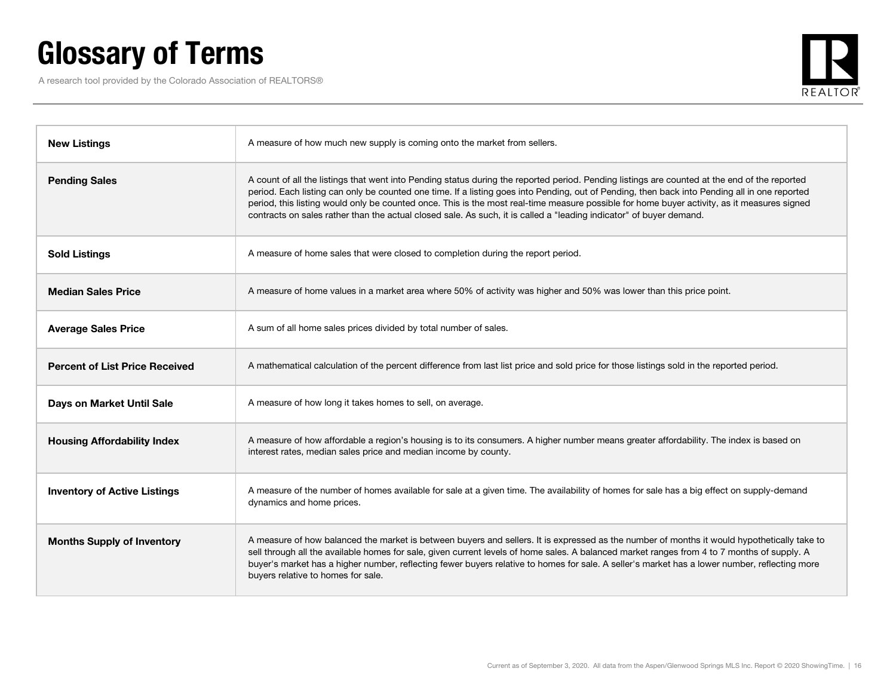# Glossary of Terms

A research tool provided by the Colorado Association of REALTORS®

| | |
|---|---|
| **New Listings** | A measure of how much new supply is coming onto the market from sellers. |
| **Pending Sales** | A count of all the listings that went into Pending status during the reported period. Pending listings are counted at the end of the reported period. Each listing can only be counted one time. If a listing goes into Pending, out of Pending, then back into Pending all in one reported period, this listing would only be counted once. This is the most real-time measure possible for home buyer activity, as it measures signed contracts on sales rather than the actual closed sale. As such, it is called a "leading indicator" of buyer demand. |
| **Sold Listings** | A measure of home sales that were closed to completion during the report period. |
| **Median Sales Price** | A measure of home values in a market area where 50% of activity was higher and 50% was lower than this price point. |
| **Average Sales Price** | A sum of all home sales prices divided by total number of sales. |
| **Percent of List Price Received** | A mathematical calculation of the percent difference from last list price and sold price for those listings sold in the reported period. |
| **Days on Market Until Sale** | A measure of how long it takes homes to sell, on average. |
| **Housing Affordability Index** | A measure of how affordable a region's housing is to its consumers. A higher number means greater affordability. The index is based on interest rates, median sales price and median income by county. |
| **Inventory of Active Listings** | A measure of the number of homes available for sale at a given time. The availability of homes for sale has a big effect on supply-demand dynamics and home prices. |
| **Months Supply of Inventory** | A measure of how balanced the market is between buyers and sellers. It is expressed as the number of months it would hypothetically take to sell through all the available homes for sale, given current levels of home sales. A balanced market ranges from 4 to 7 months of supply. A buyer's market has a higher number, reflecting fewer buyers relative to homes for sale. A seller's market has a lower number, reflecting more buyers relative to homes for sale. |

Current as of September 3, 2020. All data from the Aspen/Glenwood Springs MLS Inc. Report © 2020 ShowingTime.